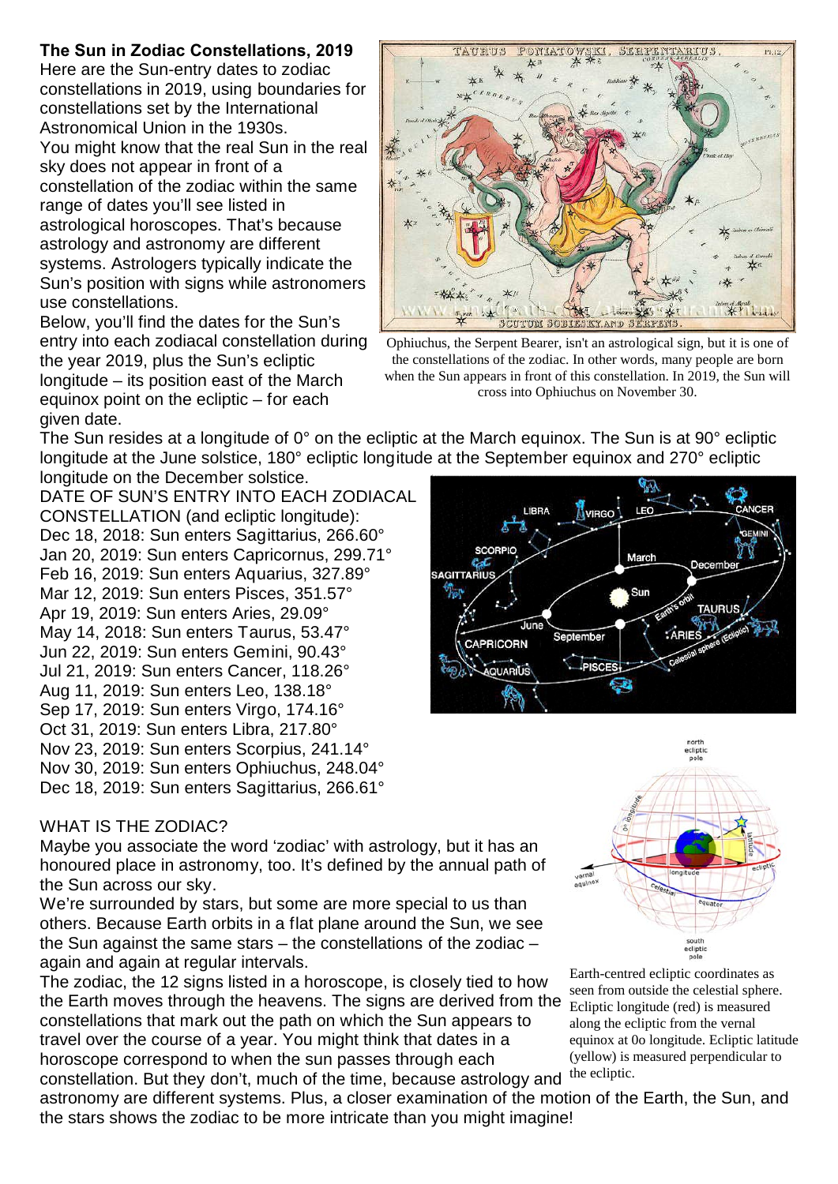## The Sun in Zodiac Constellations, 2019

Here are the Sun-entry dates to zodiac constellations in 2019, using boundaries for constellations set by the International Astronomical Union in the 1930s.

You might know that the real Sun in the real sky does not appear in front of a constellation of the zodiac within the same range of dates you'll see listed in astrological horoscopes. That's because astrology and astronomy are different systems. Astrologers typically indicate the Sun's position with signs while astronomers use constellations.

Below, you'll find the dates for the Sun's entry into each zodiacal constellation during the year 2019, plus the Sun's ecliptic longitude – its position east of the March equinox point on the ecliptic – for each given date.

Ophiuchus, the Serpent Bearer, isn't an astrological sign, but it is one of the constellations of the zodiac. In other words, many people are born when the Sun appears in front of this constellation. In 2019, the Sun will cross into Ophiuchus on November 30.

The Sun resides at a longitude of 0° on the ecliptic at the March equinox. The Sun is at 90° ecliptic longitude at the June solstice, 180° ecliptic longitude at the September equinox and 270° ecliptic longitude on the December solstice.

DATE OF SUN'S ENTRY INTO EACH ZODIACAL CONSTELLATION (and ecliptic longitude):

Dec 18, 2018: Sun enters Sagittarius, 266.60°
Jan 20, 2019: Sun enters Capricornus, 299.71°
Feb 16, 2019: Sun enters Aquarius, 327.89°
Mar 12, 2019: Sun enters Pisces, 351.57°
Apr 19, 2019: Sun enters Aries, 29.09°
May 14, 2018: Sun enters Taurus, 53.47°
Jun 22, 2019: Sun enters Gemini, 90.43°
Jul 21, 2019: Sun enters Cancer, 118.26°
Aug 11, 2019: Sun enters Leo, 138.18°
Sep 17, 2019: Sun enters Virgo, 174.16°
Oct 31, 2019: Sun enters Libra, 217.80°
Nov 23, 2019: Sun enters Scorpius, 241.14°
Nov 30, 2019: Sun enters Ophiuchus, 248.04°
Dec 18, 2019: Sun enters Sagittarius, 266.61°

### WHAT IS THE ZODIAC?

Maybe you associate the word 'zodiac' with astrology, but it has an honoured place in astronomy, too. It's defined by the annual path of the Sun across our sky.

We're surrounded by stars, but some are more special to us than others. Because Earth orbits in a flat plane around the Sun, we see the Sun against the same stars – the constellations of the zodiac – again and again at regular intervals.

The zodiac, the 12 signs listed in a horoscope, is closely tied to how the Earth moves through the heavens. The signs are derived from the constellations that mark out the path on which the Sun appears to travel over the course of a year. You might think that dates in a horoscope correspond to when the sun passes through each constellation. But they don't, much of the time, because astrology and astronomy are different systems. Plus, a closer examination of the motion of the Earth, the Sun, and the stars shows the zodiac to be more intricate than you might imagine!

Earth-centred ecliptic coordinates as seen from outside the celestial sphere. Ecliptic longitude (red) is measured along the ecliptic from the vernal equinox at 0o longitude. Ecliptic latitude (yellow) is measured perpendicular to the ecliptic.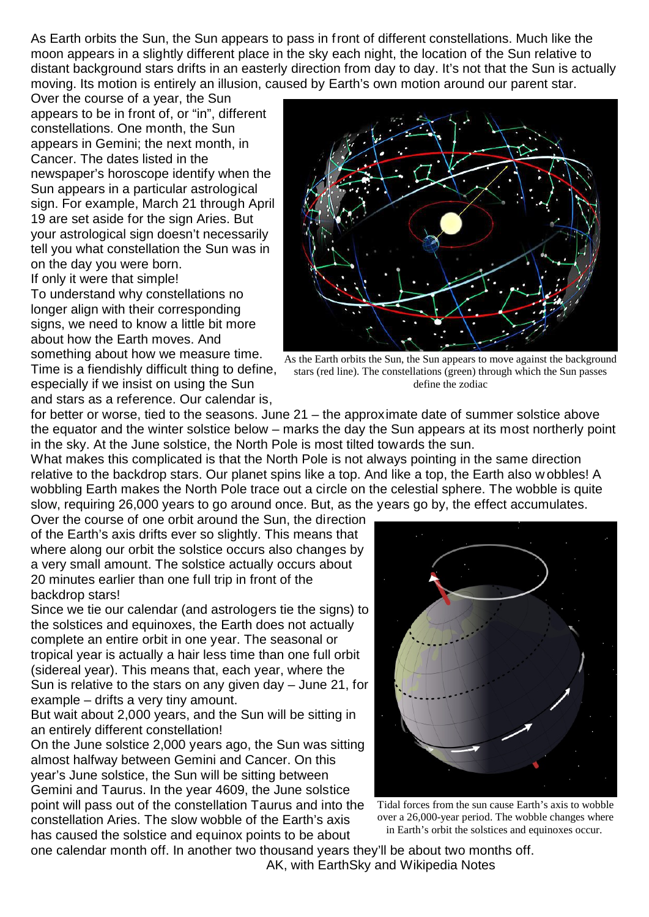As Earth orbits the Sun, the Sun appears to pass in front of different constellations. Much like the moon appears in a slightly different place in the sky each night, the location of the Sun relative to distant background stars drifts in an easterly direction from day to day. It's not that the Sun is actually moving. Its motion is entirely an illusion, caused by Earth's own motion around our parent star.

Over the course of a year, the Sun appears to be in front of, or "in", different constellations. One month, the Sun appears in Gemini; the next month, in Cancer. The dates listed in the newspaper's horoscope identify when the Sun appears in a particular astrological sign. For example, March 21 through April 19 are set aside for the sign Aries. But your astrological sign doesn't necessarily tell you what constellation the Sun was in on the day you were born.

If only it were that simple!

To understand why constellations no longer align with their corresponding signs, we need to know a little bit more about how the Earth moves. And something about how we measure time. Time is a fiendishly difficult thing to define, especially if we insist on using the Sun and stars as a reference. Our calendar is, for better or worse, tied to the seasons. June 21 – the approximate date of summer solstice above the equator and the winter solstice below – marks the day the Sun appears at its most northerly point in the sky. At the June solstice, the North Pole is most tilted towards the sun.

As the Earth orbits the Sun, the Sun appears to move against the background stars (red line). The constellations (green) through which the Sun passes define the zodiac

What makes this complicated is that the North Pole is not always pointing in the same direction relative to the backdrop stars. Our planet spins like a top. And like a top, the Earth also wobbles! A wobbling Earth makes the North Pole trace out a circle on the celestial sphere. The wobble is quite slow, requiring 26,000 years to go around once. But, as the years go by, the effect accumulates.

Over the course of one orbit around the Sun, the direction of the Earth's axis drifts ever so slightly. This means that where along our orbit the solstice occurs also changes by a very small amount. The solstice actually occurs about 20 minutes earlier than one full trip in front of the backdrop stars!

Since we tie our calendar (and astrologers tie the signs) to the solstices and equinoxes, the Earth does not actually complete an entire orbit in one year. The seasonal or tropical year is actually a hair less time than one full orbit (sidereal year). This means that, each year, where the Sun is relative to the stars on any given day – June 21, for example – drifts a very tiny amount.

But wait about 2,000 years, and the Sun will be sitting in an entirely different constellation!

On the June solstice 2,000 years ago, the Sun was sitting almost halfway between Gemini and Cancer. On this year's June solstice, the Sun will be sitting between Gemini and Taurus. In the year 4609, the June solstice point will pass out of the constellation Taurus and into the constellation Aries. The slow wobble of the Earth's axis has caused the solstice and equinox points to be about one calendar month off. In another two thousand years they'll be about two months off.

Tidal forces from the sun cause Earth's axis to wobble over a 26,000-year period. The wobble changes where in Earth's orbit the solstices and equinoxes occur.

AK, with EarthSky and Wikipedia Notes